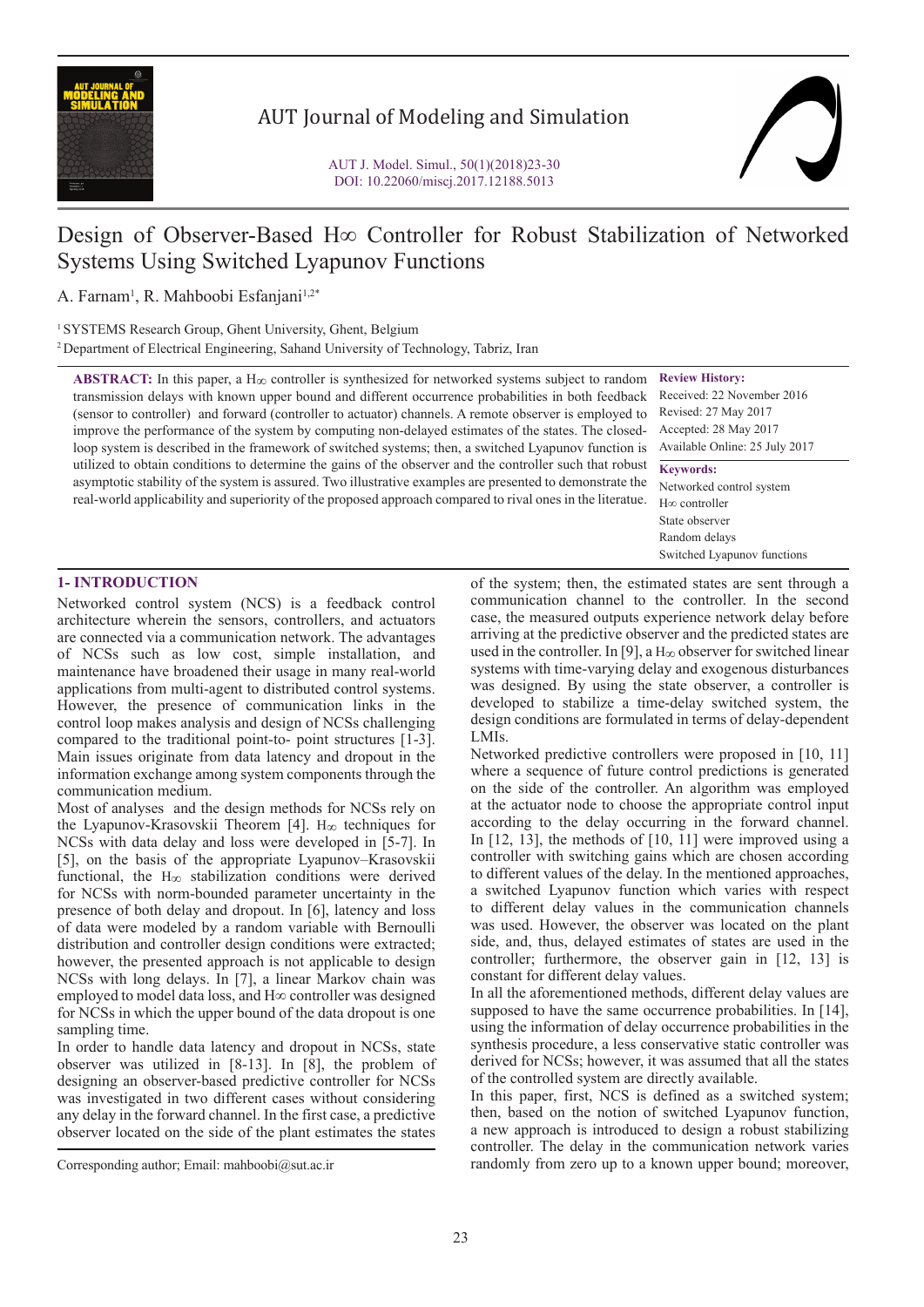# Design of Observer-Based H∞ Controller for Robust Stabilization of Networked Systems Using Switched Lyapunov Functions

A. Farnam[1], R. Mahboobi Esfanjani[1,2*]

[1] SYSTEMS Research Group, Ghent University, Ghent, Belgium

[2] Department of Electrical Engineering, Sahand University of Technology, Tabriz, Iran

**ABSTRACT:** In this paper, a H∞ controller is synthesized for networked systems subject to random transmission delays with known upper bound and different occurrence probabilities in both feedback (sensor to controller) and forward (controller to actuator) channels. A remote observer is employed to improve the performance of the system by computing non-delayed estimates of the states. The closed-loop system is described in the framework of switched systems; then, a switched Lyapunov function is utilized to obtain conditions to determine the gains of the observer and the controller such that robust asymptotic stability of the system is assured. Two illustrative examples are presented to demonstrate the real-world applicability and superiority of the proposed approach compared to rival ones in the literature.

**Review History:**

Received: 22 November 2016
Revised: 27 May 2017
Accepted: 28 May 2017
Available Online: 25 July 2017

**Keywords:**

Networked control system
H∞ controller
State observer
Random delays
Switched Lyapunov functions

## 1- INTRODUCTION

Networked control system (NCS) is a feedback control architecture wherein the sensors, controllers, and actuators are connected via a communication network. The advantages of NCSs such as low cost, simple installation, and maintenance have broadened their usage in many real-world applications from multi-agent to distributed control systems. However, the presence of communication links in the control loop makes analysis and design of NCSs challenging compared to the traditional point-to- point structures [1-3]. Main issues originate from data latency and dropout in the information exchange among system components through the communication medium.

Most of analyses and the design methods for NCSs rely on the Lyapunov-Krasovskii Theorem [4]. H∞ techniques for NCSs with data delay and loss were developed in [5-7]. In [5], on the basis of the appropriate Lyapunov–Krasovskii functional, the H∞ stabilization conditions were derived for NCSs with norm-bounded parameter uncertainty in the presence of both delay and dropout. In [6], latency and loss of data were modeled by a random variable with Bernoulli distribution and controller design conditions were extracted; however, the presented approach is not applicable to design NCSs with long delays. In [7], a linear Markov chain was employed to model data loss, and H∞ controller was designed for NCSs in which the upper bound of the data dropout is one sampling time.

In order to handle data latency and dropout in NCSs, state observer was utilized in [8-13]. In [8], the problem of designing an observer-based predictive controller for NCSs was investigated in two different cases without considering any delay in the forward channel. In the first case, a predictive observer located on the side of the plant estimates the states of the system; then, the estimated states are sent through a communication channel to the controller. In the second case, the measured outputs experience network delay before arriving at the predictive observer and the predicted states are used in the controller. In [9], a H∞ observer for switched linear systems with time-varying delay and exogenous disturbances was designed. By using the state observer, a controller is developed to stabilize a time-delay switched system, the design conditions are formulated in terms of delay-dependent LMIs.

Networked predictive controllers were proposed in [10, 11] where a sequence of future control predictions is generated on the side of the controller. An algorithm was employed at the actuator node to choose the appropriate control input according to the delay occurring in the forward channel. In [12, 13], the methods of [10, 11] were improved using a controller with switching gains which are chosen according to different values of the delay. In the mentioned approaches, a switched Lyapunov function which varies with respect to different delay values in the communication channels was used. However, the observer was located on the plant side, and, thus, delayed estimates of states are used in the controller; furthermore, the observer gain in [12, 13] is constant for different delay values.

In all the aforementioned methods, different delay values are supposed to have the same occurrence probabilities. In [14], using the information of delay occurrence probabilities in the synthesis procedure, a less conservative static controller was derived for NCSs; however, it was assumed that all the states of the controlled system are directly available.

In this paper, first, NCS is defined as a switched system; then, based on the notion of switched Lyapunov function, a new approach is introduced to design a robust stabilizing controller. The delay in the communication network varies randomly from zero up to a known upper bound; moreover,

Corresponding author; Email: mahboobi@sut.ac.ir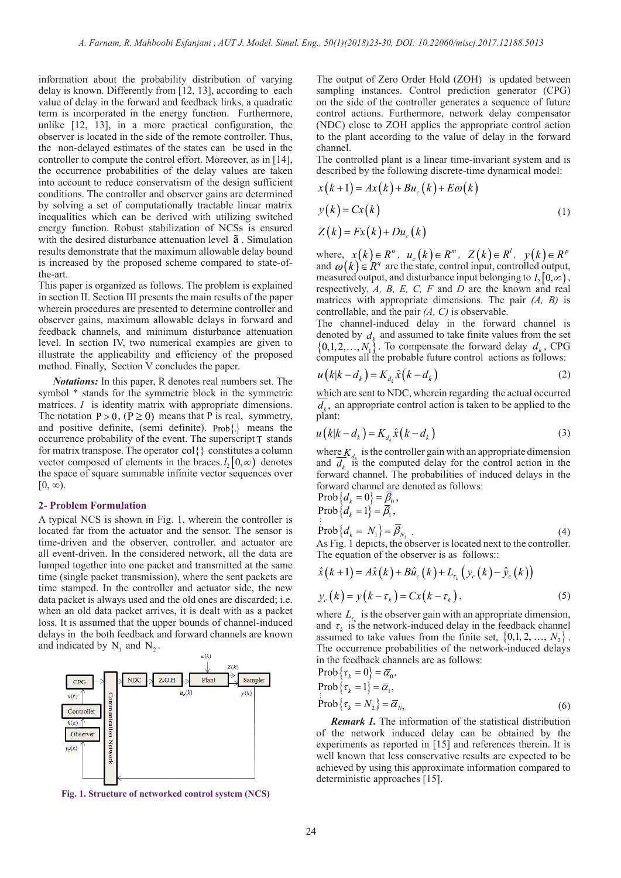information about the probability distribution of varying delay is known. Differently from [12, 13], according to each value of delay in the forward and feedback links, a quadratic term is incorporated in the energy function. Furthermore, unlike [12, 13], in a more practical configuration, the observer is located in the side of the remote controller. Thus, the non-delayed estimates of the states can be used in the controller to compute the control effort. Moreover, as in [14], the occurrence probabilities of the delay values are taken into account to reduce conservatism of the design sufficient conditions. The controller and observer gains are determined by solving a set of computationally tractable linear matrix inequalities which can be derived with utilizing switched energy function. Robust stabilization of NCSs is ensured with the desired disturbance attenuation level $\tilde{a}$ . Simulation results demonstrate that the maximum allowable delay bound is increased by the proposed scheme compared to state-of-the-art.

This paper is organized as follows. The problem is explained in section II. Section III presents the main results of the paper wherein procedures are presented to determine controller and observer gains, maximum allowable delays in forward and feedback channels, and minimum disturbance attenuation level. In section IV, two numerical examples are given to illustrate the applicability and efficiency of the proposed method. Finally, Section V concludes the paper.

***Notations:*** In this paper, R denotes real numbers set. The symbol * stands for the symmetric block in the symmetric matrices. $I$ is identity matrix with appropriate dimensions. The notation $P>0$, $(P\geq 0)$ means that P is real, symmetry, and positive definite, (semi definite). $\mathrm{Prob}\{.\}$ means the occurrence probability of the event. The superscript $T$ stands for matrix transpose. The operator $\mathrm{col}\{\}$ constitutes a column vector composed of elements in the braces. $l_2[0,\infty)$ denotes the space of square summable infinite vector sequences over $[0, \infty)$.

## 2- Problem Formulation

A typical NCS is shown in Fig. 1, wherein the controller is located far from the actuator and the sensor. The sensor is time-driven and the observer, controller, and actuator are all event-driven. In the considered network, all the data are lumped together into one packet and transmitted at the same time (single packet transmission), where the sent packets are time stamped. In the controller and actuator side, the new data packet is always used and the old ones are discarded; i.e. when an old data packet arrives, it is dealt with as a packet loss. It is assumed that the upper bounds of channel-induced delays in the both feedback and forward channels are known and indicated by $N_1$ and $N_2$.

**Fig. 1. Structure of networked control system (NCS)**

The output of Zero Order Hold (ZOH) is updated between sampling instances. Control prediction generator (CPG) on the side of the controller generates a sequence of future control actions. Furthermore, network delay compensator (NDC) close to ZOH applies the appropriate control action to the plant according to the value of delay in the forward channel.

The controlled plant is a linear time-invariant system and is described by the following discrete-time dynamical model:

$$
\begin{aligned}
x(k+1) &= Ax(k)+Bu_c(k)+E\omega(k) \\
y(k) &= Cx(k) \\
Z(k) &= Fx(k)+Du_c(k)
\end{aligned}
\tag{1}
$$

where, $x(k)\in R^n$, $u_c(k)\in R^m$, $Z(k)\in R^l$, $y(k)\in R^p$ and $\omega(k)\in R^q$ are the state, control input, controlled output, measured output, and disturbance input belonging to $l_2[0,\infty)$, respectively. $A$, $B$, $E$, $C$, $F$ and $D$ are the known and real matrices with appropriate dimensions. The pair $(A, B)$ is controllable, and the pair $(A, C)$ is observable.

The channel-induced delay in the forward channel is denoted by $d_k$ and assumed to take finite values from the set $\{0,1,2,\ldots,N_1\}$. To compensate the forward delay $d_k$, CPG computes all the probable future control actions as follows:

$$
u(k|k-d_k)=K_{d_k}\hat{x}(k-d_k) \tag{2}
$$

which are sent to NDC, wherein regarding the actual occurred $\overline{d_k}$, an appropriate control action is taken to be applied to the plant:

$$
u(k|k-\overline{d_k})=K_{\overline{d_k}}\hat{x}(k-\overline{d_k}) \tag{3}
$$

where $K_{\overline{d_k}}$ is the controller gain with an appropriate dimension and $\overline{d_k}$ is the computed delay for the control action in the forward channel. The probabilities of induced delays in the forward channel are denoted as follows:

$$
\begin{aligned}
&\mathrm{Prob}\{d_k=0\}=\overline{\beta}_0, \\
&\mathrm{Prob}\{d_k=1\}=\overline{\beta}_1, \\
&\vdots \\
&\mathrm{Prob}\{d_k=N_1\}=\overline{\beta}_{N_1}.
\end{aligned}
\tag{4}
$$

As Fig. 1 depicts, the observer is located next to the controller. The equation of the observer is as follows::

$$
\begin{aligned}
\hat{x}(k+1) &= A\hat{x}(k)+B\hat{u}_c(k)+L_{\tau_k}\left(y_c(k)-\hat{y}_c(k)\right) \\
y_c(k) &= y(k-\tau_k)=Cx(k-\tau_k),
\end{aligned}
\tag{5}
$$

where $L_{\tau_k}$ is the observer gain with an appropriate dimension, and $\tau_k$ is the network-induced delay in the feedback channel assumed to take values from the finite set, $\{0,1,2,\ldots,N_2\}$. The occurrence probabilities of the network-induced delays in the feedback channels are as follows:

$$
\begin{aligned}
&\mathrm{Prob}\{\tau_k=0\}=\overline{\alpha}_0, \\
&\mathrm{Prob}\{\tau_k=1\}=\overline{\alpha}_1, \\
&\vdots \\
&\mathrm{Prob}\{\tau_k=N_2\}=\overline{\alpha}_{N_2}.
\end{aligned}
\tag{6}
$$

***Remark 1.*** The information of the statistical distribution of the network induced delay can be obtained by the experiments as reported in [15] and references therein. It is well known that less conservative results are expected to be achieved by using this approximate information compared to deterministic approaches [15].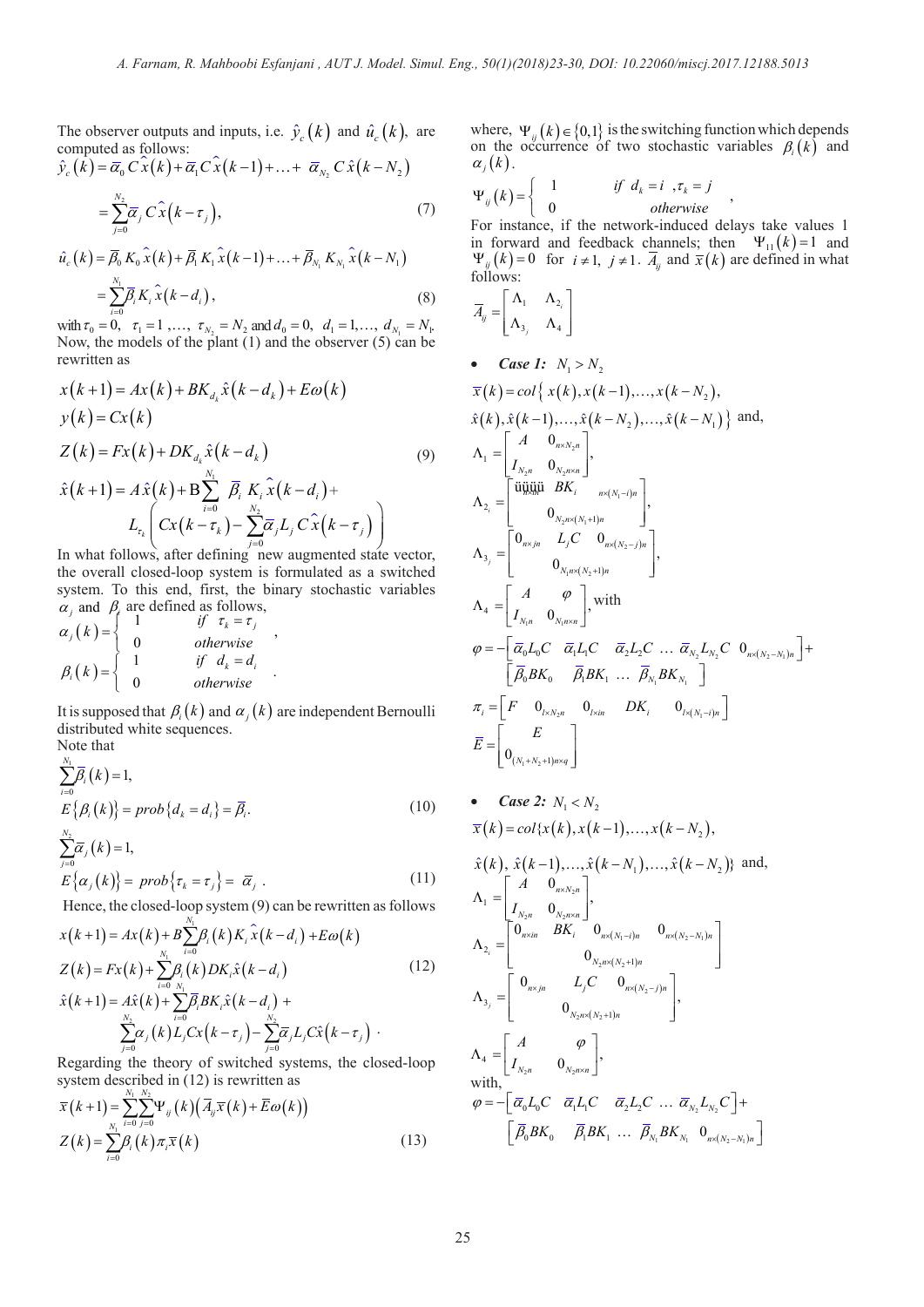The observer outputs and inputs, i.e. $\hat{y}_c(k)$ and $\hat{u}_c(k)$, are computed as follows:

$$\hat{y}_c(k) = \bar{\alpha}_0 C\hat{x}(k) + \bar{\alpha}_1 C\hat{x}(k-1) + \ldots + \bar{\alpha}_{N_2} C\hat{x}(k-N_2)$$

$$= \sum_{j=0}^{N_2} \bar{\alpha}_j C\hat{x}(k-\tau_j), \tag{7}$$

$$\hat{u}_c(k) = \bar{\beta}_0 K_0 \hat{x}(k) + \bar{\beta}_1 K_1 \hat{x}(k-1) + \ldots + \bar{\beta}_{N_1} K_{N_1} \hat{x}(k-N_1)$$

$$= \sum_{i=0}^{N_1} \bar{\beta}_i K_i \hat{x}(k-d_i), \tag{8}$$

with $\tau_0 = 0,\ \tau_1 = 1, \ldots, \tau_{N_2} = N_2$ and $d_0 = 0,\ d_1 = 1, \ldots, d_{N_1} = N_1$.

Now, the models of the plant (1) and the observer (5) can be rewritten as

$$\begin{aligned}
x(k+1) &= Ax(k) + BK_{d_k}\hat{x}(k-d_k) + E\omega(k) \\
y(k) &= Cx(k) \\
Z(k) &= Fx(k) + DK_{d_k}\hat{x}(k-d_k) \\
\hat{x}(k+1) &= A\hat{x}(k) + B\sum_{i=0}^{N_1} \bar{\beta}_i K_i \hat{x}(k-d_i) + L_{\tau_k}\left(Cx(k-\tau_k) - \sum_{j=0}^{N_2}\bar{\alpha}_j L_j C\hat{x}(k-\tau_j)\right)
\end{aligned} \tag{9}$$

In what follows, after defining new augmented state vector, the overall closed-loop system is formulated as a switched system. To this end, first, the binary stochastic variables $\alpha_j$ and $\beta_i$ are defined as follows,

$$\alpha_j(k) = \begin{cases} 1 & \text{if } \tau_k = \tau_j \\ 0 & \text{otherwise} \end{cases},$$

$$\beta_i(k) = \begin{cases} 1 & \text{if } d_k = d_i \\ 0 & \text{otherwise} \end{cases}.$$

It is supposed that $\beta_i(k)$ and $\alpha_j(k)$ are independent Bernoulli distributed white sequences.

Note that

$$\sum_{i=0}^{N_1} \bar{\beta}_i(k) = 1,$$

$$E\{\beta_i(k)\} = prob\{d_k = d_i\} = \bar{\beta}_i. \tag{10}$$

$$\sum_{j=0}^{N_2} \bar{\alpha}_j(k) = 1,$$

$$E\{\alpha_j(k)\} = prob\{\tau_k = \tau_j\} = \bar{\alpha}_j. \tag{11}$$

Hence, the closed-loop system (9) can be rewritten as follows

$$\begin{aligned}
x(k+1) &= Ax(k) + B\sum_{i=0}^{N_1}\beta_i(k) K_i \hat{x}(k-d_i) + E\omega(k) \\
Z(k) &= Fx(k) + \sum_{i=0}^{N_1}\beta_i(k) DK_i\hat{x}(k-d_i) \\
\hat{x}(k+1) &= A\hat{x}(k) + \sum_{i=0}^{N_1}\bar{\beta}_i BK_i\hat{x}(k-d_i) + \sum_{j=0}^{N_2}\alpha_j(k) L_j Cx(k-\tau_j) - \sum_{j=0}^{N_2}\bar{\alpha}_j L_j C\hat{x}(k-\tau_j)
\end{aligned} \tag{12}$$

Regarding the theory of switched systems, the closed-loop system described in (12) is rewritten as

$$\begin{aligned}
\bar{x}(k+1) &= \sum_{i=0}^{N_1}\sum_{j=0}^{N_2}\Psi_{ij}(k)\left(\bar{A}_{ij}\bar{x}(k) + \bar{E}\omega(k)\right) \\
Z(k) &= \sum_{i=0}^{N_1}\beta_i(k)\pi_i\bar{x}(k)
\end{aligned} \tag{13}$$

where, $\Psi_{ij}(k) \in \{0,1\}$ is the switching function which depends on the occurrence of two stochastic variables $\beta_i(k)$ and $\alpha_j(k)$.

$$\Psi_{ij}(k) = \begin{cases} 1 & \text{if } d_k = i,\ \tau_k = j \\ 0 & \text{otherwise} \end{cases},$$

For instance, if the network-induced delays take values 1 in forward and feedback channels; then $\Psi_{11}(k) = 1$ and $\Psi_{ij}(k) = 0$ for $i \neq 1,\ j \neq 1$. $\bar{A}_{ij}$ and $\bar{x}(k)$ are defined in what follows:

$$\bar{A}_{ij} = \begin{bmatrix} \Lambda_1 & \Lambda_{2_i} \\ \Lambda_{3_j} & \Lambda_4 \end{bmatrix}$$

- ***Case 1:*** $N_1 > N_2$

$\bar{x}(k) = col\{x(k), x(k-1), \ldots, x(k-N_2),$ $\hat{x}(k), \hat{x}(k-1), \ldots, \hat{x}(k-N_2), \ldots, \hat{x}(k-N_1)\}$ and,

$$\Lambda_1 = \begin{bmatrix} A & 0_{n\times N_2 n} \\ I_{N_2 n} & 0_{N_2 n\times n} \end{bmatrix},$$

$$\Lambda_{2_i} = \begin{bmatrix} 0_{n\times in} & BK_i & 0_{n\times(N_1-i)n} \\ & 0_{N_2 n\times(N_1+1)n} & \end{bmatrix},$$

$$\Lambda_{3_j} = \begin{bmatrix} 0_{n\times jn} & L_j C & 0_{n\times(N_2-j)n} \\ & 0_{N_1 n\times(N_2+1)n} & \end{bmatrix},$$

$$\Lambda_4 = \begin{bmatrix} A & \varphi \\ I_{N_1 n} & 0_{N_1 n\times n} \end{bmatrix}, \text{ with}$$

$$\varphi = -\begin{bmatrix} \bar{\alpha}_0 L_0 C & \bar{\alpha}_1 L_1 C & \bar{\alpha}_2 L_2 C & \ldots & \bar{\alpha}_{N_2} L_{N_2} C & 0_{n\times(N_2-N_1)n} \end{bmatrix} + \begin{bmatrix} \bar{\beta}_0 BK_0 & \bar{\beta}_1 BK_1 & \ldots & \bar{\beta}_{N_1} BK_{N_1} \end{bmatrix}$$

$$\pi_i = \begin{bmatrix} F & 0_{l\times N_2 n} & 0_{l\times in} & DK_i & 0_{l\times(N_1-i)n} \end{bmatrix}$$

$$\bar{E} = \begin{bmatrix} E \\ 0_{(N_1+N_2+1)n\times q} \end{bmatrix}$$

- ***Case 2:*** $N_1 < N_2$

$\bar{x}(k) = col\{x(k), x(k-1), \ldots, x(k-N_2),$ $\hat{x}(k), \hat{x}(k-1), \ldots, \hat{x}(k-N_1), \ldots, \hat{x}(k-N_2)\}$ and,

$$\Lambda_1 = \begin{bmatrix} A & 0_{n\times N_2 n} \\ I_{N_2 n} & 0_{N_2 n\times n} \end{bmatrix},$$

$$\Lambda_{2_i} = \begin{bmatrix} 0_{n\times in} & BK_i & 0_{n\times(N_1-i)n} & 0_{n\times(N_2-N_1)n} \\ & 0_{N_2 n\times(N_2+1)n} & & \end{bmatrix}$$

$$\Lambda_{3_j} = \begin{bmatrix} 0_{n\times jn} & L_j C & 0_{n\times(N_2-j)n} \\ & 0_{N_2 n\times(N_2+1)n} & \end{bmatrix},$$

$$\Lambda_4 = \begin{bmatrix} A & \varphi \\ I_{N_2 n} & 0_{N_2 n\times n} \end{bmatrix},$$

with,

$$\varphi = -\begin{bmatrix} \bar{\alpha}_0 L_0 C & \bar{\alpha}_1 L_1 C & \bar{\alpha}_2 L_2 C & \ldots & \bar{\alpha}_{N_2} L_{N_2} C \end{bmatrix} + \begin{bmatrix} \bar{\beta}_0 BK_0 & \bar{\beta}_1 BK_1 & \ldots & \bar{\beta}_{N_1} BK_{N_1} & 0_{n\times(N_2-N_1)n} \end{bmatrix}$$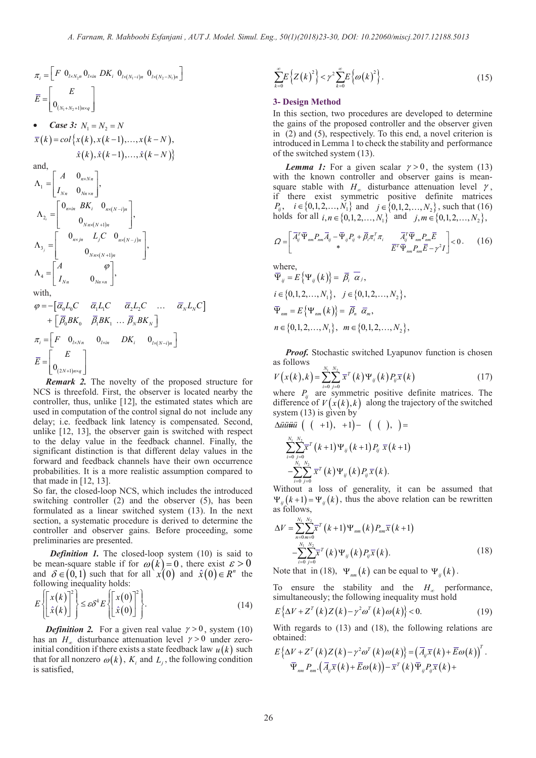$$\pi_i = \begin{bmatrix} F & 0_{l\times N_2 n} & 0_{l\times in} & DK_i & 0_{l\times(N_1-i)n} & 0_{l\times(N_2-N_1)n} \end{bmatrix}$$

$$\bar{E} = \begin{bmatrix} E \\ 0_{(N_1+N_2+1)n\times q} \end{bmatrix}$$

- ***Case 3:*** $N_1 = N_2 = N$

$$\bar{x}(k) = col\{x(k), x(k-1), \ldots, x(k-N), \hat{x}(k), \hat{x}(k-1), \ldots, \hat{x}(k-N)\}$$

and,

$$\Lambda_1 = \begin{bmatrix} A & 0_{n\times Nn} \\ I_{Nn} & 0_{Nn\times n} \end{bmatrix},$$

$$\Lambda_{2_i} = \begin{bmatrix} 0_{n\times in} & BK_i & 0_{n\times(N-i)n} \\ & 0_{Nn\times(N+1)n} & \end{bmatrix},$$

$$\Lambda_{3_j} = \begin{bmatrix} 0_{n\times jn} & L_jC & 0_{n\times(N-j)n} \\ & 0_{Nn\times(N+1)n} & \end{bmatrix},$$

$$\Lambda_4 = \begin{bmatrix} A & \varphi \\ I_{Nn} & 0_{Nn\times n} \end{bmatrix},$$

with,

$$\varphi = -\begin{bmatrix} \bar{\alpha}_0 L_0 C & \bar{\alpha}_1 L_1 C & \bar{\alpha}_2 L_2 C & \ldots & \bar{\alpha}_N L_N C \end{bmatrix} + \begin{bmatrix} \bar{\beta}_0 BK_0 & \bar{\beta}_1 BK_1 & \ldots & \bar{\beta}_N BK_N \end{bmatrix}$$

$$\pi_i = \begin{bmatrix} F & 0_{l\times Nn} & 0_{l\times in} & DK_i & 0_{l\times(N-i)n} \end{bmatrix}$$

$$\bar{E} = \begin{bmatrix} E \\ 0_{(2N+1)n\times q} \end{bmatrix}$$

***Remark 2.*** The novelty of the proposed structure for NCS is threefold. First, the observer is located nearby the controller, thus, unlike [12], the estimated states which are used in computation of the control signal do not include any delay; i.e. feedback link latency is compensated. Second, unlike [12, 13], the observer gain is switched with respect to the delay value in the feedback channel. Finally, the significant distinction is that different delay values in the forward and feedback channels have their own occurrence probabilities. It is a more realistic assumption compared to that made in [12, 13].

So far, the closed-loop NCS, which includes the introduced switching controller (2) and the observer (5), has been formulated as a linear switched system (13). In the next section, a systematic procedure is derived to determine the controller and observer gains. Before proceeding, some preliminaries are presented.

***Definition 1.*** The closed-loop system (10) is said to be mean-square stable if for $\omega(k) = 0$, there exist $\varepsilon > 0$ and $\delta \in (0,1)$ such that for all $x(0)$ and $\hat{x}(0) \in R^n$ the following inequality holds:

$$E\left\{\begin{bmatrix} x(k) \\ \hat{x}(k) \end{bmatrix}^2\right\} \le \varepsilon \delta^k E\left\{\begin{bmatrix} x(0) \\ \hat{x}(0) \end{bmatrix}^2\right\}. \tag{14}$$

***Definition 2.*** For a given real value $\gamma > 0$, system (10) has an $H_\infty$ disturbance attenuation level $\gamma > 0$ under zero-initial condition if there exists a state feedback law $u(k)$ such that for all nonzero $\omega(k)$, $K_i$ and $L_j$, the following condition is satisfied,

$$\sum_{k=0}^{\infty} E\left\{Z(k)^2\right\} < \gamma^2 \sum_{k=0}^{\infty} E\left\{\omega(k)^2\right\}. \tag{15}$$

## 3- Design Method

In this section, two procedures are developed to determine the gains of the proposed controller and the observer given in (2) and (5), respectively. To this end, a novel criterion is introduced in Lemma 1 to check the stability and performance of the switched system (13).

***Lemma 1:*** For a given scalar $\gamma > 0$, the system (13) with the known controller and observer gains is mean-square stable with $H_\infty$ disturbance attenuation level $\gamma$, if there exist symmetric positive definite matrices $P_{ij}$, $i \in \{0,1,2,\ldots,N_1\}$ and $j \in \{0,1,2,\ldots,N_2\}$, such that (16) holds for all $i,n \in \{0,1,2,\ldots,N_1\}$ and $j,m \in \{0,1,2,\ldots,N_2\}$,

$$\Omega = \begin{bmatrix} \bar{A}_{ij}^T \bar{\Psi}_{nm} P_{nm} \bar{A}_{ij} - \bar{\Psi}_{ij} P_{ij} + \bar{\beta}_i \pi_i^T \pi_i & \bar{A}_{ij}^T \bar{\Psi}_{nm} P_{nm} \bar{E} \\ * & \bar{E}^T \bar{\Psi}_{nm} P_{nm} \bar{E} - \gamma^2 I \end{bmatrix} < 0. \tag{16}$$

where,

$$\bar{\Psi}_{ij} = E\{\Psi_{ij}(k)\} = \bar{\beta}_i \, \bar{\alpha}_j,$$

$$i \in \{0,1,2,\ldots,N_1\}, \quad j \in \{0,1,2,\ldots,N_2\},$$

$$\bar{\Psi}_{nm} = E\{\Psi_{nm}(k)\} = \bar{\beta}_n \, \bar{\alpha}_m,$$

$$n \in \{0,1,2,\ldots,N_1\}, \quad m \in \{0,1,2,\ldots,N_2\},$$

***Proof.*** Stochastic switched Lyapunov function is chosen as follows

$$V(x(k),k) = \sum_{i=0}^{N_1}\sum_{j=0}^{N_2} \bar{x}^T(k)\Psi_{ij}(k)P_{ij}\bar{x}(k) \tag{17}$$

where $P_{ij}$ are symmetric positive definite matrices. The difference of $V(x(k),k)$ along the trajectory of the switched system (13) is given by

$$\Delta V = V(x(k+1), k+1) - V(x(k), k) = \sum_{i=0}^{N_1}\sum_{j=0}^{N_2} \bar{x}^T(k+1)\Psi_{ij}(k+1)P_{ij}\,\bar{x}(k+1) - \sum_{i=0}^{N_1}\sum_{j=0}^{N_2} \bar{x}^T(k)\Psi_{ij}(k)P_{ij}\bar{x}(k).$$

Without a loss of generality, it can be assumed that $\Psi_{ij}(k+1) = \Psi_{ij}(k)$, thus the above relation can be rewritten as follows,

$$\Delta V = \sum_{n=0}^{N_1}\sum_{m=0}^{N_2} \bar{x}^T(k+1)\Psi_{nm}(k)P_{nm}\bar{x}(k+1) - \sum_{i=0}^{N_1}\sum_{j=0}^{N_2} \bar{x}^T(k)\Psi_{ij}(k)P_{ij}\bar{x}(k). \tag{18}$$

Note that in (18), $\Psi_{nm}(k)$ can be equal to $\Psi_{ij}(k)$.

To ensure the stability and the $H_\infty$ performance, simultaneously; the following inequality must hold

$$E\left\{\Delta V + Z^T(k)Z(k) - \gamma^2\omega^T(k)\omega(k)\right\} < 0. \tag{19}$$

With regards to (13) and (18), the following relations are obtained:

$$E\left\{\Delta V + Z^T(k)Z(k) - \gamma^2\omega^T(k)\omega(k)\right\} = \left(\bar{A}_{ij}\bar{x}(k) + \bar{E}\omega(k)\right)^T . \bar{\Psi}_{nm} P_{nm} . \left(\bar{A}_{ij}\bar{x}(k) + \bar{E}\omega(k)\right) - \bar{x}^T(k)\bar{\Psi}_{ij}P_{ij}\bar{x}(k) +$$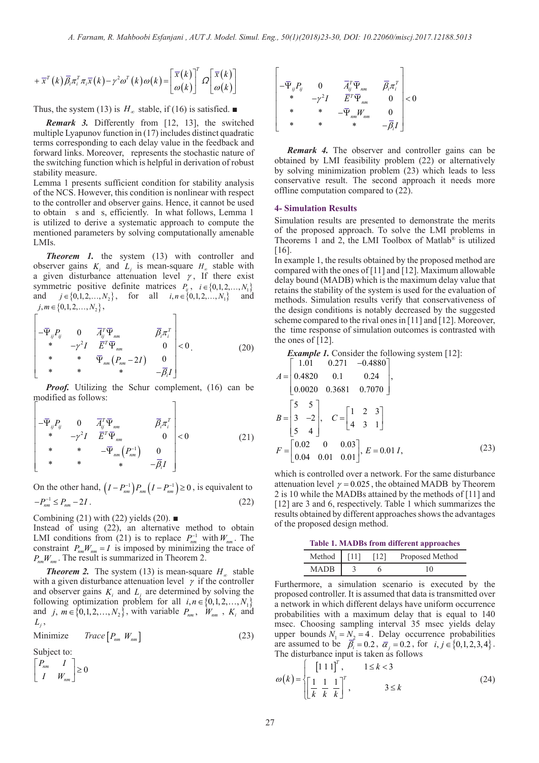$$+\bar{x}^T(k)\bar{\beta}_i\pi_i^T\pi_i\bar{x}(k)-\gamma^2\omega^T(k)\omega(k)=\begin{bmatrix}\bar{x}(k)\\ \omega(k)\end{bmatrix}^T\Omega\begin{bmatrix}\bar{x}(k)\\ \omega(k)\end{bmatrix}$$

Thus, the system (13) is $H_\infty$ stable, if (16) is satisfied. ■

***Remark 3.*** Differently from [12, 13], the switched multiple Lyapunov function in (17) includes distinct quadratic terms corresponding to each delay value in the feedback and forward links. Moreover, represents the stochastic nature of the switching function which is helpful in derivation of robust stability measure.

Lemma 1 presents sufficient condition for stability analysis of the NCS. However, this condition is nonlinear with respect to the controller and observer gains. Hence, it cannot be used to obtain s and s, efficiently. In what follows, Lemma 1 is utilized to derive a systematic approach to compute the mentioned parameters by solving computationally amenable LMIs.

***Theorem 1.*** the system (13) with controller and observer gains $K_i$ and $L_j$ is mean-square $H_\infty$ stable with a given disturbance attenuation level $\gamma$, If there exist symmetric positive definite matrices $P_{ij}$, $i\in\{0,1,2,\ldots,N_1\}$ and $j\in\{0,1,2,\ldots,N_2\}$, for all $i,n\in\{0,1,2,\ldots,N_1\}$ and $j,m\in\{0,1,2,\ldots,N_2\}$,

$$\begin{bmatrix}-\bar{\Psi}_{ij}P_{ij} & 0 & \bar{A}_{ij}^T\bar{\Psi}_{nm} & \bar{\beta}_i\pi_i^T\\ * & -\gamma^2 I & \bar{E}^T\bar{\Psi}_{nm} & 0\\ * & * & \bar{\Psi}_{nm}\left(P_{nm}-2I\right) & 0\\ * & * & * & -\bar{\beta}_i I\end{bmatrix}<0. \tag{20}$$

***Proof.*** Utilizing the Schur complement, (16) can be modified as follows:

$$\begin{bmatrix}-\bar{\Psi}_{ij}P_{ij} & 0 & \bar{A}_{ij}^T\bar{\Psi}_{nm} & \bar{\beta}_i\pi_i^T\\ * & -\gamma^2 I & \bar{E}^T\bar{\Psi}_{nm} & 0\\ * & * & -\bar{\Psi}_{nm}\left(P_{nm}^{-1}\right) & 0\\ * & * & * & -\bar{\beta}_i I\end{bmatrix}<0 \tag{21}$$

On the other hand, $\left(I-P_{nm}^{-1}\right)P_{nm}\left(I-P_{nm}^{-1}\right)\geq 0$, is equivalent to

$$-P_{nm}^{-1}\leq P_{nm}-2I. \tag{22}$$

Combining (21) with (22) yields (20). ■

Instead of using (22), an alternative method to obtain LMI conditions from (21) is to replace $P_{nm}^{-1}$ with $W_{nm}$. The constraint $P_{nm}W_{nm}=I$ is imposed by minimizing the trace of $P_{nm}W_{nm}$. The result is summarized in Theorem 2.

***Theorem 2.*** The system (13) is mean-square $H_\infty$ stable with a given disturbance attenuation level $\gamma$ if the controller and observer gains $K_i$ and $L_j$ are determined by solving the following optimization problem for all $i,n\in\{0,1,2,\ldots,N_1\}$ and $j,\ m\in\{0,1,2,\ldots,N_2\}$, with variable $P_{nm}$, $W_{nm}$, $K_i$ and $L_j$,

$$\text{Minimize} \quad Trace\left[P_{nm}\ W_{nm}\right] \tag{23}$$

Subject to:

$$\begin{bmatrix}P_{nm} & I\\ I & W_{nm}\end{bmatrix}\geq 0$$

$$\begin{bmatrix}-\bar{\Psi}_{ij}P_{ij} & 0 & \bar{A}_{ij}^T\bar{\Psi}_{nm} & \bar{\beta}_i\pi_i^T\\ * & -\gamma^2 I & \bar{E}^T\bar{\Psi}_{nm} & 0\\ * & * & -\bar{\Psi}_{nm}W_{nm} & 0\\ * & * & * & -\bar{\beta}_i I\end{bmatrix}<0$$

***Remark 4.*** The observer and controller gains can be obtained by LMI feasibility problem (22) or alternatively by solving minimization problem (23) which leads to less conservative result. The second approach it needs more offline computation compared to (22).

## 4- Simulation Results

Simulation results are presented to demonstrate the merits of the proposed approach. To solve the LMI problems in Theorems 1 and 2, the LMI Toolbox of Matlab® is utilized [16].

In example 1, the results obtained by the proposed method are compared with the ones of [11] and [12]. Maximum allowable delay bound (MADB) which is the maximum delay value that retains the stability of the system is used for the evaluation of methods. Simulation results verify that conservativeness of the design conditions is notably decreased by the suggested scheme compared to the rival ones in [11] and [12]. Moreover, the time response of simulation outcomes is contrasted with the ones of [12].

***Example 1.*** Consider the following system [12]:

$$A=\begin{bmatrix}1.01 & 0.271 & -0.4880\\ 0.4820 & 0.1 & 0.24\\ 0.0020 & 0.3681 & 0.7070\end{bmatrix},$$

$$B=\begin{bmatrix}5 & 5\\ 3 & -2\\ 5 & 4\end{bmatrix},\quad C=\begin{bmatrix}1 & 2 & 3\\ 4 & 3 & 1\end{bmatrix}$$

$$F=\begin{bmatrix}0.02 & 0 & 0.03\\ 0.04 & 0.01 & 0.01\end{bmatrix},\ E=0.01\,I, \tag{23}$$

which is controlled over a network. For the same disturbance attenuation level $\gamma=0.025$, the obtained MADB by Theorem 2 is 10 while the MADBs attained by the methods of [11] and [12] are 3 and 6, respectively. Table 1 which summarizes the results obtained by different approaches shows the advantages of the proposed design method.

**Table 1. MADBs from different approaches**

| Method | [11] | [12] | Proposed Method |
|---|---|---|---|
| MADB | 3 | 6 | 10 |

Furthermore, a simulation scenario is executed by the proposed controller. It is assumed that data is transmitted over a network in which different delays have uniform occurrence probabilities with a maximum delay that is equal to 140 msec. Choosing sampling interval 35 msec yields delay upper bounds $N_1=N_2=4$. Delay occurrence probabilities are assumed to be $\bar{\beta}_i=0.2$, $\bar{\alpha}_j=0.2$, for $i,j\in\{0,1,2,3,4\}$. The disturbance input is taken as follows

$$\omega(k)=\begin{cases}\begin{bmatrix}1\ 1\ 1\end{bmatrix}^T, & 1\leq k<3\\ \begin{bmatrix}\frac{1}{k} & \frac{1}{k} & \frac{1}{k}\end{bmatrix}^T, & 3\leq k\end{cases} \tag{24}$$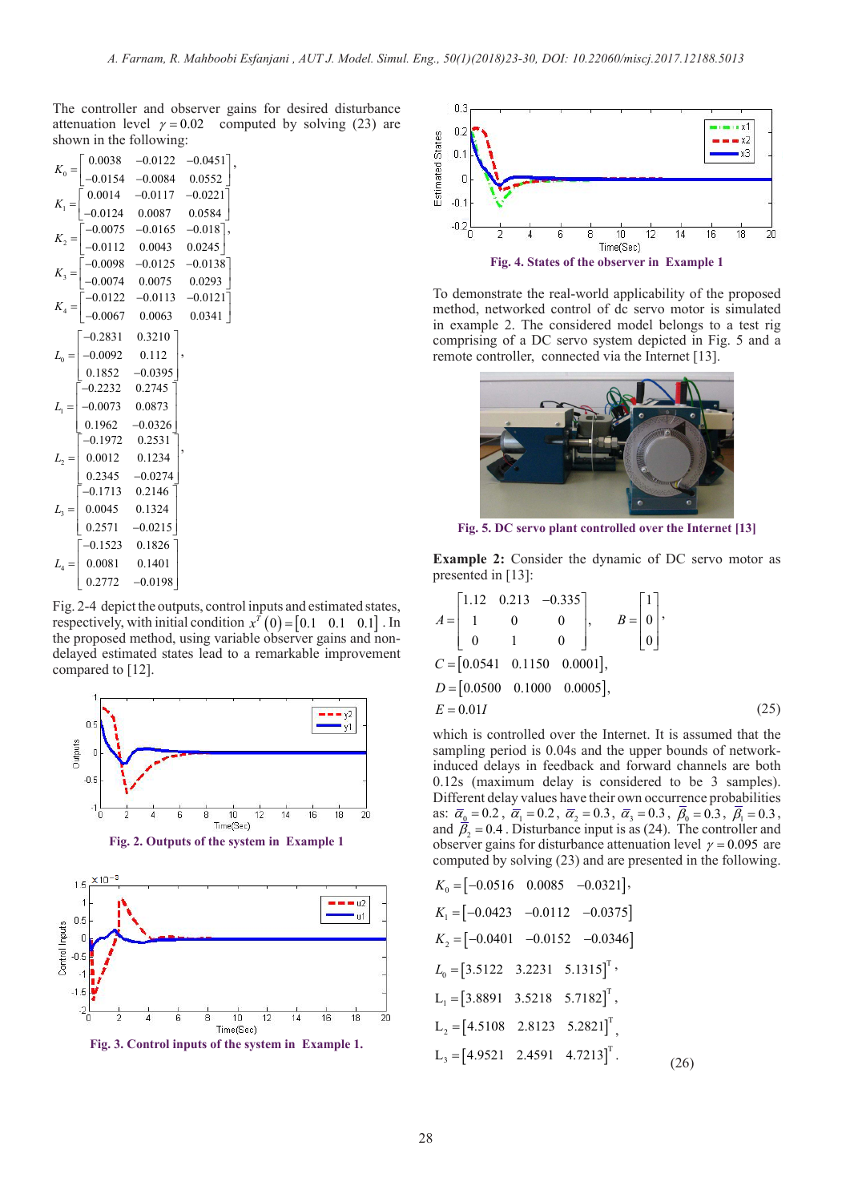The controller and observer gains for desired disturbance attenuation level $\gamma = 0.02$ computed by solving (23) are shown in the following:

$$K_0 = \begin{bmatrix} 0.0038 & -0.0122 & -0.0451 \\ -0.0154 & -0.0084 & 0.0552 \end{bmatrix},$$
$$K_1 = \begin{bmatrix} 0.0014 & -0.0117 & -0.0221 \\ -0.0124 & 0.0087 & 0.0584 \end{bmatrix}$$
$$K_2 = \begin{bmatrix} -0.0075 & -0.0165 & -0.018 \\ -0.0112 & 0.0043 & 0.0245 \end{bmatrix},$$
$$K_3 = \begin{bmatrix} -0.0098 & -0.0125 & -0.0138 \\ -0.0074 & 0.0075 & 0.0293 \end{bmatrix}$$
$$K_4 = \begin{bmatrix} -0.0122 & -0.0113 & -0.0121 \\ -0.0067 & 0.0063 & 0.0341 \end{bmatrix}$$

$$L_0 = \begin{bmatrix} -0.2831 & 0.3210 \\ -0.0092 & 0.112 \\ 0.1852 & -0.0395 \end{bmatrix},$$
$$L_1 = \begin{bmatrix} -0.2232 & 0.2745 \\ -0.0073 & 0.0873 \\ 0.1962 & -0.0326 \end{bmatrix}$$
$$L_2 = \begin{bmatrix} -0.1972 & 0.2531 \\ 0.0012 & 0.1234 \\ 0.2345 & -0.0274 \end{bmatrix},$$
$$L_3 = \begin{bmatrix} -0.1713 & 0.2146 \\ 0.0045 & 0.1324 \\ 0.2571 & -0.0215 \end{bmatrix}$$
$$L_4 = \begin{bmatrix} -0.1523 & 0.1826 \\ 0.0081 & 0.1401 \\ 0.2772 & -0.0198 \end{bmatrix}$$

Fig. 2-4 depict the outputs, control inputs and estimated states, respectively, with initial condition $x^T(0) = [0.1 \quad 0.1 \quad 0.1]$. In the proposed method, using variable observer gains and non-delayed estimated states lead to a remarkable improvement compared to [12].

**Fig. 2. Outputs of the system in Example 1**

**Fig. 3. Control inputs of the system in Example 1.**

**Fig. 4. States of the observer in Example 1**

To demonstrate the real-world applicability of the proposed method, networked control of dc servo motor is simulated in example 2. The considered model belongs to a test rig comprising of a DC servo system depicted in Fig. 5 and a remote controller, connected via the Internet [13].

**Fig. 5. DC servo plant controlled over the Internet [13]**

**Example 2:** Consider the dynamic of DC servo motor as presented in [13]:

$$A = \begin{bmatrix} 1.12 & 0.213 & -0.335 \\ 1 & 0 & 0 \\ 0 & 1 & 0 \end{bmatrix}, \quad B = \begin{bmatrix} 1 \\ 0 \\ 0 \end{bmatrix},$$
$$C = [0.0541 \quad 0.1150 \quad 0.0001],$$
$$D = [0.0500 \quad 0.1000 \quad 0.0005],$$
$$E = 0.01I \tag{25}$$

which is controlled over the Internet. It is assumed that the sampling period is 0.04s and the upper bounds of network-induced delays in feedback and forward channels are both 0.12s (maximum delay is considered to be 3 samples). Different delay values have their own occurrence probabilities as: $\bar{\alpha}_0 = 0.2$, $\bar{\alpha}_1 = 0.2$, $\bar{\alpha}_2 = 0.3$, $\bar{\alpha}_3 = 0.3$, $\bar{\beta}_0 = 0.3$, $\bar{\beta}_1 = 0.3$, and $\bar{\beta}_2 = 0.4$. Disturbance input is as (24). The controller and observer gains for disturbance attenuation level $\gamma = 0.095$ are computed by solving (23) and are presented in the following.

$$K_0 = [-0.0516 \quad 0.0085 \quad -0.0321],$$
$$K_1 = [-0.0423 \quad -0.0112 \quad -0.0375]$$
$$K_2 = [-0.0401 \quad -0.0152 \quad -0.0346]$$
$$L_0 = [3.5122 \quad 3.2231 \quad 5.1315]^T,$$
$$L_1 = [3.8891 \quad 3.5218 \quad 5.7182]^T,$$
$$L_2 = [4.5108 \quad 2.8123 \quad 5.2821]^T,$$
$$L_3 = [4.9521 \quad 2.4591 \quad 4.7213]^T. \tag{26}$$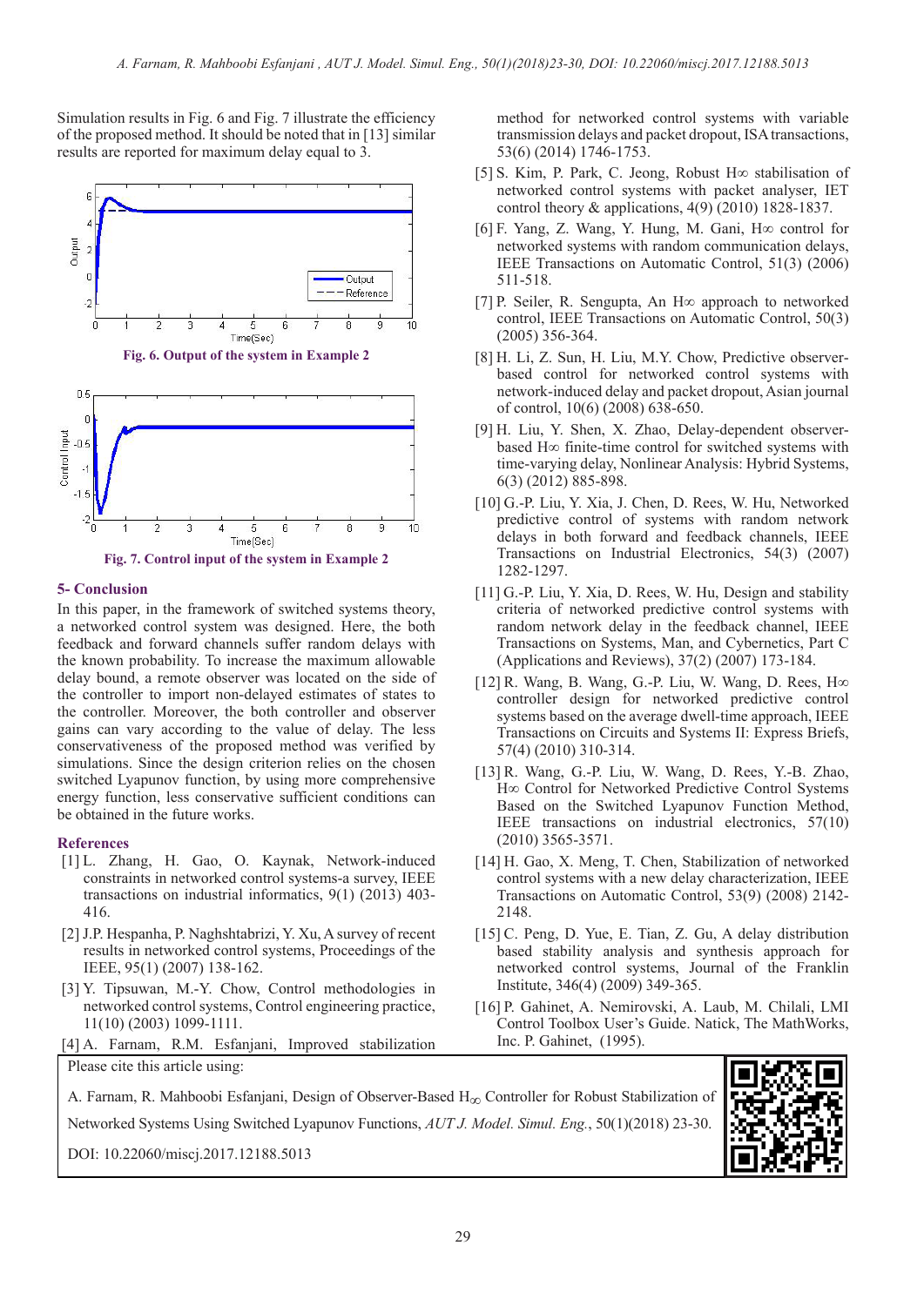Simulation results in Fig. 6 and Fig. 7 illustrate the efficiency of the proposed method. It should be noted that in [13] similar results are reported for maximum delay equal to 3.

6
4
2
0
-2
Output
0 1 2 3 4 5 6 7 8 9 10
Time(Sec)
Output
Reference

**Fig. 6. Output of the system in Example 2**

0.5
0
-0.5
-1
-1.5
-2
Control Input
0 1 2 3 4 5 6 7 8 9 10
Time(Sec)

**Fig. 7. Control input of the system in Example 2**

## 5- Conclusion

In this paper, in the framework of switched systems theory, a networked control system was designed. Here, the both feedback and forward channels suffer random delays with the known probability. To increase the maximum allowable delay bound, a remote observer was located on the side of the controller to import non-delayed estimates of states to the controller. Moreover, the both controller and observer gains can vary according to the value of delay. The less conservativeness of the proposed method was verified by simulations. Since the design criterion relies on the chosen switched Lyapunov function, by using more comprehensive energy function, less conservative sufficient conditions can be obtained in the future works.

## References

[1] L. Zhang, H. Gao, O. Kaynak, Network-induced constraints in networked control systems-a survey, IEEE transactions on industrial informatics, 9(1) (2013) 403-416.

[2] J.P. Hespanha, P. Naghshtabrizi, Y. Xu, A survey of recent results in networked control systems, Proceedings of the IEEE, 95(1) (2007) 138-162.

[3] Y. Tipsuwan, M.-Y. Chow, Control methodologies in networked control systems, Control engineering practice, 11(10) (2003) 1099-1111.

[4] A. Farnam, R.M. Esfanjani, Improved stabilization method for networked control systems with variable transmission delays and packet dropout, ISA transactions, 53(6) (2014) 1746-1753.

[5] S. Kim, P. Park, C. Jeong, Robust H∞ stabilisation of networked control systems with packet analyser, IET control theory & applications, 4(9) (2010) 1828-1837.

[6] F. Yang, Z. Wang, Y. Hung, M. Gani, H∞ control for networked systems with random communication delays, IEEE Transactions on Automatic Control, 51(3) (2006) 511-518.

[7] P. Seiler, R. Sengupta, An H∞ approach to networked control, IEEE Transactions on Automatic Control, 50(3) (2005) 356-364.

[8] H. Li, Z. Sun, H. Liu, M.Y. Chow, Predictive observer-based control for networked control systems with network-induced delay and packet dropout, Asian journal of control, 10(6) (2008) 638-650.

[9] H. Liu, Y. Shen, X. Zhao, Delay-dependent observer-based H∞ finite-time control for switched systems with time-varying delay, Nonlinear Analysis: Hybrid Systems, 6(3) (2012) 885-898.

[10] G.-P. Liu, Y. Xia, J. Chen, D. Rees, W. Hu, Networked predictive control of systems with random network delays in both forward and feedback channels, IEEE Transactions on Industrial Electronics, 54(3) (2007) 1282-1297.

[11] G.-P. Liu, Y. Xia, D. Rees, W. Hu, Design and stability criteria of networked predictive control systems with random network delay in the feedback channel, IEEE Transactions on Systems, Man, and Cybernetics, Part C (Applications and Reviews), 37(2) (2007) 173-184.

[12] R. Wang, B. Wang, G.-P. Liu, W. Wang, D. Rees, H∞ controller design for networked predictive control systems based on the average dwell-time approach, IEEE Transactions on Circuits and Systems II: Express Briefs, 57(4) (2010) 310-314.

[13] R. Wang, G.-P. Liu, W. Wang, D. Rees, Y.-B. Zhao, H∞ Control for Networked Predictive Control Systems Based on the Switched Lyapunov Function Method, IEEE transactions on industrial electronics, 57(10) (2010) 3565-3571.

[14] H. Gao, X. Meng, T. Chen, Stabilization of networked control systems with a new delay characterization, IEEE Transactions on Automatic Control, 53(9) (2008) 2142-2148.

[15] C. Peng, D. Yue, E. Tian, Z. Gu, A delay distribution based stability analysis and synthesis approach for networked control systems, Journal of the Franklin Institute, 346(4) (2009) 349-365.

[16] P. Gahinet, A. Nemirovski, A. Laub, M. Chilali, LMI Control Toolbox User's Guide. Natick, The MathWorks, Inc. P. Gahinet, (1995).

Please cite this article using:

A. Farnam, R. Mahboobi Esfanjani, Design of Observer-Based $H_\infty$ Controller for Robust Stabilization of Networked Systems Using Switched Lyapunov Functions, *AUT J. Model. Simul. Eng.*, 50(1)(2018) 23-30.

DOI: 10.22060/miscj.2017.12188.5013